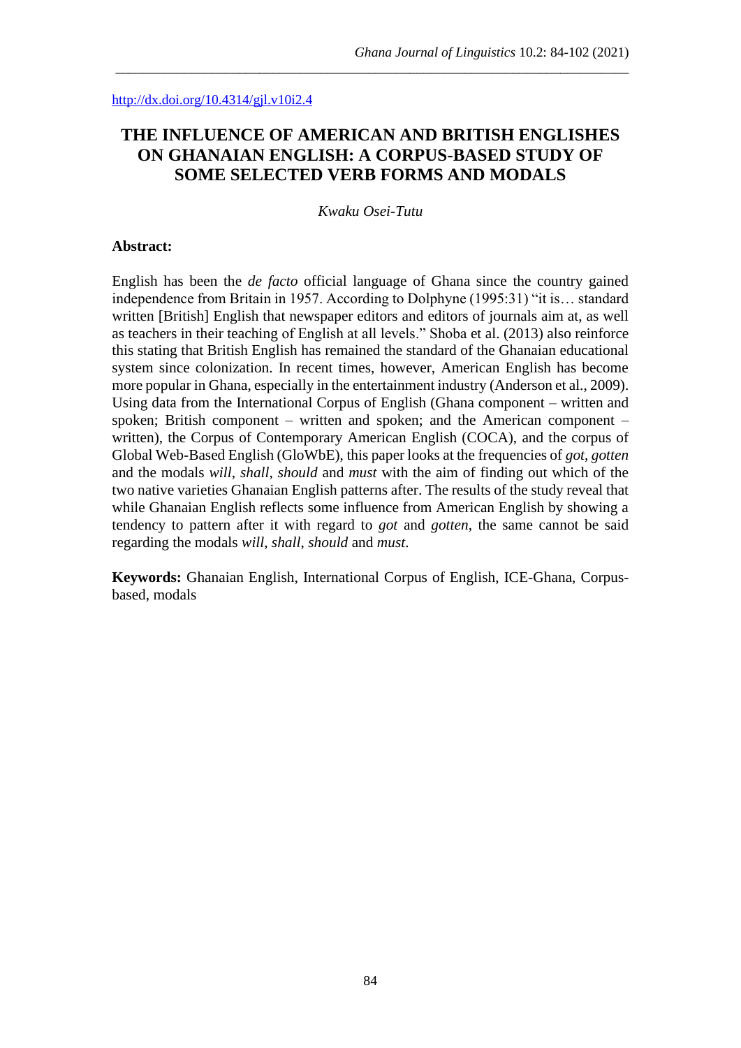http://dx.doi.org/10.4314/gjl.v10i2.4

# THE INFLUENCE OF AMERICAN AND BRITISH ENGLISHES ON GHANAIAN ENGLISH: A CORPUS-BASED STUDY OF SOME SELECTED VERB FORMS AND MODALS

*Kwaku Osei-Tutu*

**Abstract:**

English has been the *de facto* official language of Ghana since the country gained independence from Britain in 1957. According to Dolphyne (1995:31) "it is… standard written [British] English that newspaper editors and editors of journals aim at, as well as teachers in their teaching of English at all levels." Shoba et al. (2013) also reinforce this stating that British English has remained the standard of the Ghanaian educational system since colonization. In recent times, however, American English has become more popular in Ghana, especially in the entertainment industry (Anderson et al., 2009). Using data from the International Corpus of English (Ghana component – written and spoken; British component – written and spoken; and the American component – written), the Corpus of Contemporary American English (COCA), and the corpus of Global Web-Based English (GloWbE), this paper looks at the frequencies of *got*, *gotten* and the modals *will*, *shall*, *should* and *must* with the aim of finding out which of the two native varieties Ghanaian English patterns after. The results of the study reveal that while Ghanaian English reflects some influence from American English by showing a tendency to pattern after it with regard to *got* and *gotten*, the same cannot be said regarding the modals *will*, *shall*, *should* and *must*.

**Keywords:** Ghanaian English, International Corpus of English, ICE-Ghana, Corpus-based, modals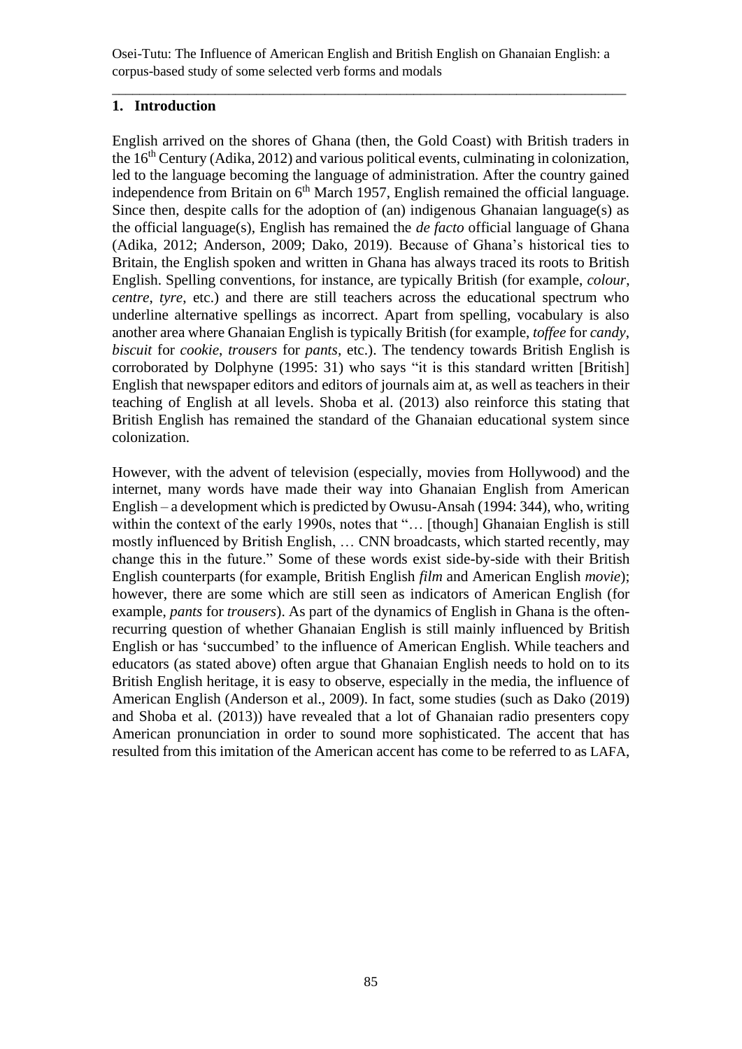## 1. Introduction

English arrived on the shores of Ghana (then, the Gold Coast) with British traders in the 16th Century (Adika, 2012) and various political events, culminating in colonization, led to the language becoming the language of administration. After the country gained independence from Britain on 6th March 1957, English remained the official language. Since then, despite calls for the adoption of (an) indigenous Ghanaian language(s) as the official language(s), English has remained the *de facto* official language of Ghana (Adika, 2012; Anderson, 2009; Dako, 2019). Because of Ghana's historical ties to Britain, the English spoken and written in Ghana has always traced its roots to British English. Spelling conventions, for instance, are typically British (for example, *colour*, *centre*, *tyre*, etc.) and there are still teachers across the educational spectrum who underline alternative spellings as incorrect. Apart from spelling, vocabulary is also another area where Ghanaian English is typically British (for example, *toffee* for *candy*, *biscuit* for *cookie*, *trousers* for *pants*, etc.). The tendency towards British English is corroborated by Dolphyne (1995: 31) who says "it is this standard written [British] English that newspaper editors and editors of journals aim at, as well as teachers in their teaching of English at all levels. Shoba et al. (2013) also reinforce this stating that British English has remained the standard of the Ghanaian educational system since colonization.

However, with the advent of television (especially, movies from Hollywood) and the internet, many words have made their way into Ghanaian English from American English – a development which is predicted by Owusu-Ansah (1994: 344), who, writing within the context of the early 1990s, notes that "… [though] Ghanaian English is still mostly influenced by British English, … CNN broadcasts, which started recently, may change this in the future." Some of these words exist side-by-side with their British English counterparts (for example, British English *film* and American English *movie*); however, there are some which are still seen as indicators of American English (for example, *pants* for *trousers*). As part of the dynamics of English in Ghana is the often-recurring question of whether Ghanaian English is still mainly influenced by British English or has 'succumbed' to the influence of American English. While teachers and educators (as stated above) often argue that Ghanaian English needs to hold on to its British English heritage, it is easy to observe, especially in the media, the influence of American English (Anderson et al., 2009). In fact, some studies (such as Dako (2019) and Shoba et al. (2013)) have revealed that a lot of Ghanaian radio presenters copy American pronunciation in order to sound more sophisticated. The accent that has resulted from this imitation of the American accent has come to be referred to as LAFA,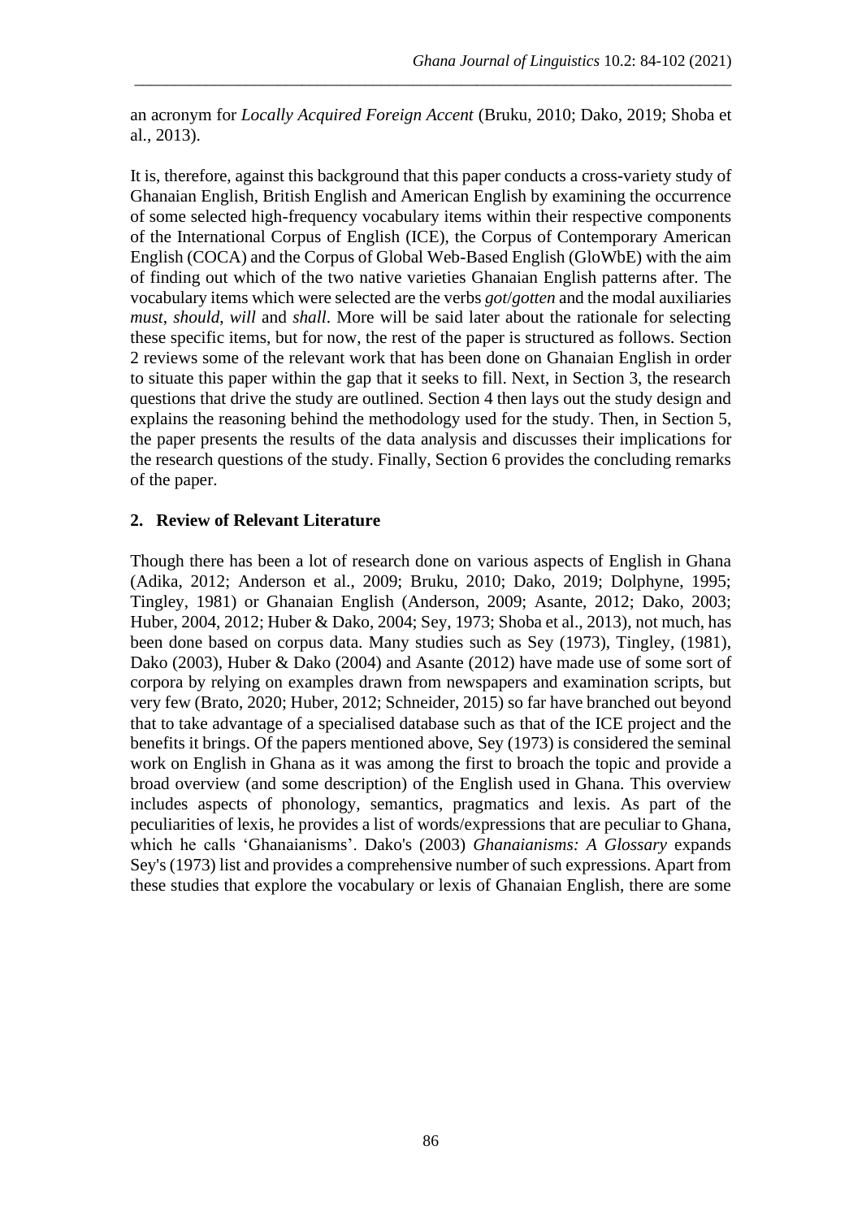an acronym for *Locally Acquired Foreign Accent* (Bruku, 2010; Dako, 2019; Shoba et al., 2013).

It is, therefore, against this background that this paper conducts a cross-variety study of Ghanaian English, British English and American English by examining the occurrence of some selected high-frequency vocabulary items within their respective components of the International Corpus of English (ICE), the Corpus of Contemporary American English (COCA) and the Corpus of Global Web-Based English (GloWbE) with the aim of finding out which of the two native varieties Ghanaian English patterns after. The vocabulary items which were selected are the verbs *got*/*gotten* and the modal auxiliaries *must*, *should*, *will* and *shall*. More will be said later about the rationale for selecting these specific items, but for now, the rest of the paper is structured as follows. Section 2 reviews some of the relevant work that has been done on Ghanaian English in order to situate this paper within the gap that it seeks to fill. Next, in Section 3, the research questions that drive the study are outlined. Section 4 then lays out the study design and explains the reasoning behind the methodology used for the study. Then, in Section 5, the paper presents the results of the data analysis and discusses their implications for the research questions of the study. Finally, Section 6 provides the concluding remarks of the paper.

## 2. Review of Relevant Literature

Though there has been a lot of research done on various aspects of English in Ghana (Adika, 2012; Anderson et al., 2009; Bruku, 2010; Dako, 2019; Dolphyne, 1995; Tingley, 1981) or Ghanaian English (Anderson, 2009; Asante, 2012; Dako, 2003; Huber, 2004, 2012; Huber & Dako, 2004; Sey, 1973; Shoba et al., 2013), not much, has been done based on corpus data. Many studies such as Sey (1973), Tingley, (1981), Dako (2003), Huber & Dako (2004) and Asante (2012) have made use of some sort of corpora by relying on examples drawn from newspapers and examination scripts, but very few (Brato, 2020; Huber, 2012; Schneider, 2015) so far have branched out beyond that to take advantage of a specialised database such as that of the ICE project and the benefits it brings. Of the papers mentioned above, Sey (1973) is considered the seminal work on English in Ghana as it was among the first to broach the topic and provide a broad overview (and some description) of the English used in Ghana. This overview includes aspects of phonology, semantics, pragmatics and lexis. As part of the peculiarities of lexis, he provides a list of words/expressions that are peculiar to Ghana, which he calls 'Ghanaianisms'. Dako's (2003) *Ghanaianisms: A Glossary* expands Sey's (1973) list and provides a comprehensive number of such expressions. Apart from these studies that explore the vocabulary or lexis of Ghanaian English, there are some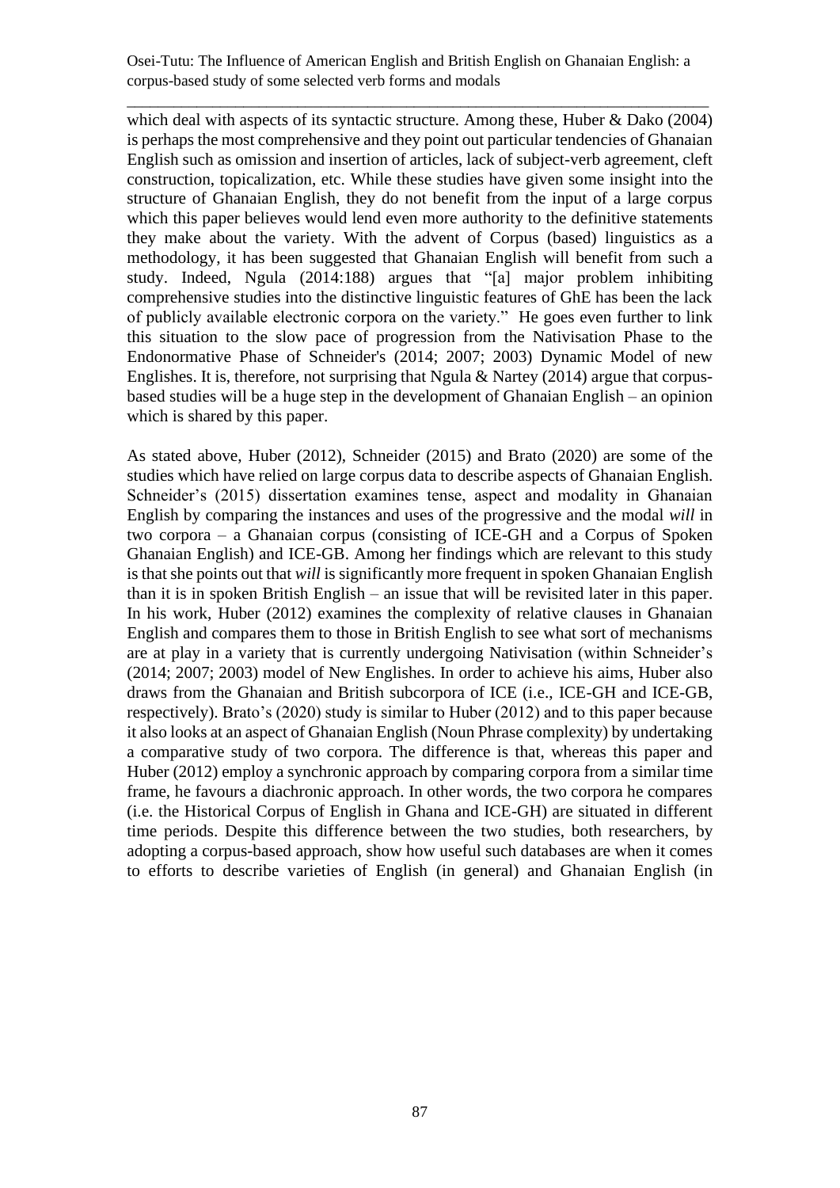which deal with aspects of its syntactic structure. Among these, Huber & Dako (2004) is perhaps the most comprehensive and they point out particular tendencies of Ghanaian English such as omission and insertion of articles, lack of subject-verb agreement, cleft construction, topicalization, etc. While these studies have given some insight into the structure of Ghanaian English, they do not benefit from the input of a large corpus which this paper believes would lend even more authority to the definitive statements they make about the variety. With the advent of Corpus (based) linguistics as a methodology, it has been suggested that Ghanaian English will benefit from such a study. Indeed, Ngula (2014:188) argues that "[a] major problem inhibiting comprehensive studies into the distinctive linguistic features of GhE has been the lack of publicly available electronic corpora on the variety." He goes even further to link this situation to the slow pace of progression from the Nativisation Phase to the Endonormative Phase of Schneider's (2014; 2007; 2003) Dynamic Model of new Englishes. It is, therefore, not surprising that Ngula & Nartey (2014) argue that corpus-based studies will be a huge step in the development of Ghanaian English – an opinion which is shared by this paper.

As stated above, Huber (2012), Schneider (2015) and Brato (2020) are some of the studies which have relied on large corpus data to describe aspects of Ghanaian English. Schneider's (2015) dissertation examines tense, aspect and modality in Ghanaian English by comparing the instances and uses of the progressive and the modal *will* in two corpora – a Ghanaian corpus (consisting of ICE-GH and a Corpus of Spoken Ghanaian English) and ICE-GB. Among her findings which are relevant to this study is that she points out that *will* is significantly more frequent in spoken Ghanaian English than it is in spoken British English – an issue that will be revisited later in this paper. In his work, Huber (2012) examines the complexity of relative clauses in Ghanaian English and compares them to those in British English to see what sort of mechanisms are at play in a variety that is currently undergoing Nativisation (within Schneider's (2014; 2007; 2003) model of New Englishes. In order to achieve his aims, Huber also draws from the Ghanaian and British subcorpora of ICE (i.e., ICE-GH and ICE-GB, respectively). Brato's (2020) study is similar to Huber (2012) and to this paper because it also looks at an aspect of Ghanaian English (Noun Phrase complexity) by undertaking a comparative study of two corpora. The difference is that, whereas this paper and Huber (2012) employ a synchronic approach by comparing corpora from a similar time frame, he favours a diachronic approach. In other words, the two corpora he compares (i.e. the Historical Corpus of English in Ghana and ICE-GH) are situated in different time periods. Despite this difference between the two studies, both researchers, by adopting a corpus-based approach, show how useful such databases are when it comes to efforts to describe varieties of English (in general) and Ghanaian English (in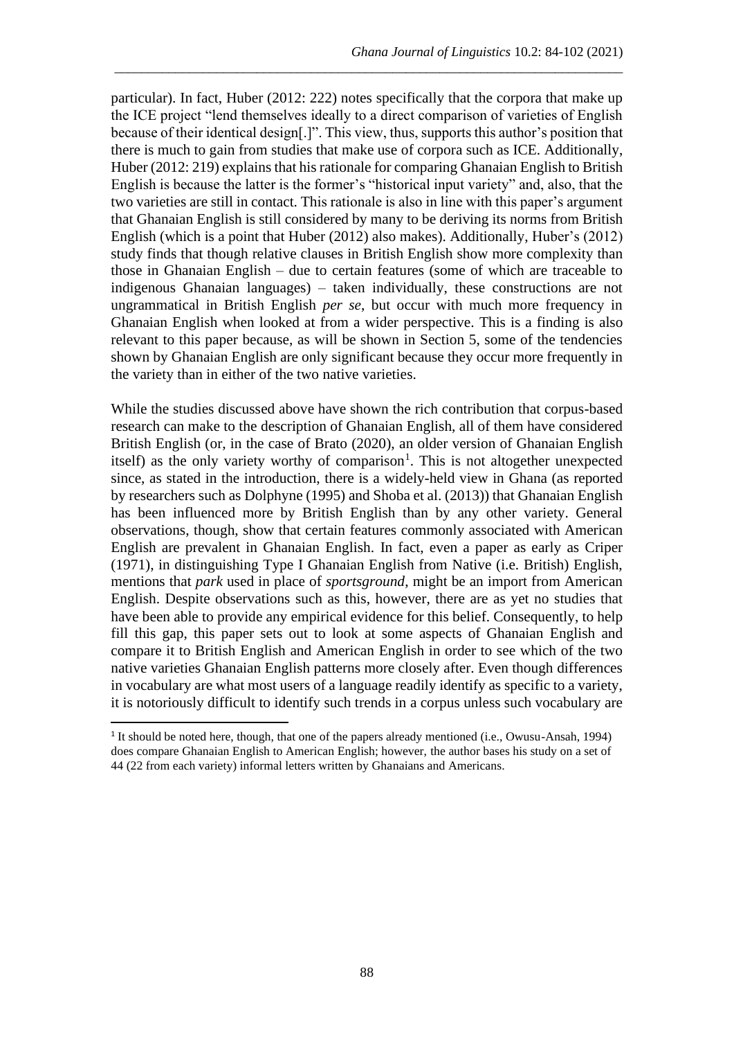particular). In fact, Huber (2012: 222) notes specifically that the corpora that make up the ICE project "lend themselves ideally to a direct comparison of varieties of English because of their identical design[.]". This view, thus, supports this author's position that there is much to gain from studies that make use of corpora such as ICE. Additionally, Huber (2012: 219) explains that his rationale for comparing Ghanaian English to British English is because the latter is the former's "historical input variety" and, also, that the two varieties are still in contact. This rationale is also in line with this paper's argument that Ghanaian English is still considered by many to be deriving its norms from British English (which is a point that Huber (2012) also makes). Additionally, Huber's (2012) study finds that though relative clauses in British English show more complexity than those in Ghanaian English – due to certain features (some of which are traceable to indigenous Ghanaian languages) – taken individually, these constructions are not ungrammatical in British English *per se*, but occur with much more frequency in Ghanaian English when looked at from a wider perspective. This is a finding is also relevant to this paper because, as will be shown in Section 5, some of the tendencies shown by Ghanaian English are only significant because they occur more frequently in the variety than in either of the two native varieties.

While the studies discussed above have shown the rich contribution that corpus-based research can make to the description of Ghanaian English, all of them have considered British English (or, in the case of Brato (2020), an older version of Ghanaian English itself) as the only variety worthy of comparison[1]. This is not altogether unexpected since, as stated in the introduction, there is a widely-held view in Ghana (as reported by researchers such as Dolphyne (1995) and Shoba et al. (2013)) that Ghanaian English has been influenced more by British English than by any other variety. General observations, though, show that certain features commonly associated with American English are prevalent in Ghanaian English. In fact, even a paper as early as Criper (1971), in distinguishing Type I Ghanaian English from Native (i.e. British) English, mentions that *park* used in place of *sportsground*, might be an import from American English. Despite observations such as this, however, there are as yet no studies that have been able to provide any empirical evidence for this belief. Consequently, to help fill this gap, this paper sets out to look at some aspects of Ghanaian English and compare it to British English and American English in order to see which of the two native varieties Ghanaian English patterns more closely after. Even though differences in vocabulary are what most users of a language readily identify as specific to a variety, it is notoriously difficult to identify such trends in a corpus unless such vocabulary are

[1] It should be noted here, though, that one of the papers already mentioned (i.e., Owusu-Ansah, 1994) does compare Ghanaian English to American English; however, the author bases his study on a set of 44 (22 from each variety) informal letters written by Ghanaians and Americans.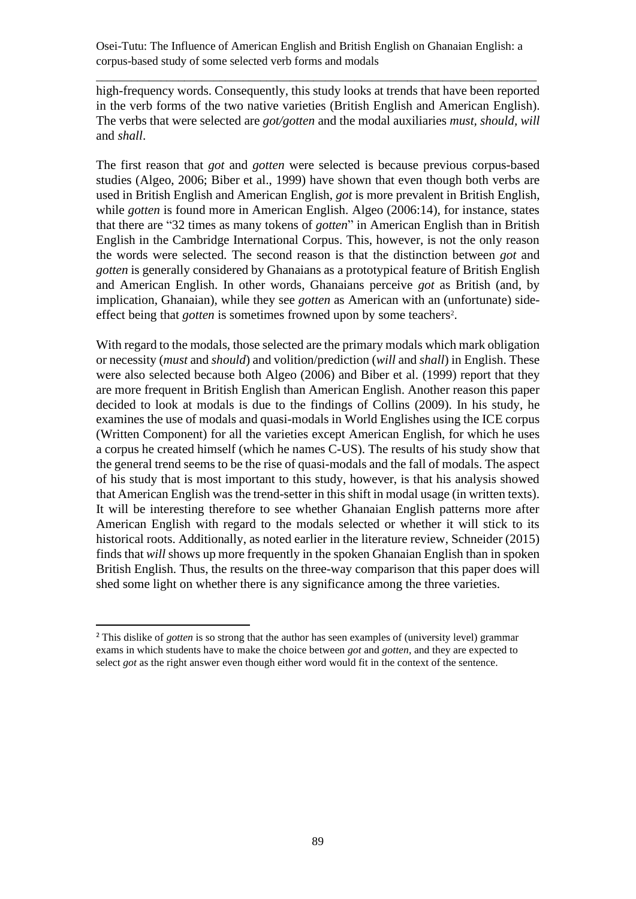high-frequency words. Consequently, this study looks at trends that have been reported in the verb forms of the two native varieties (British English and American English). The verbs that were selected are *got/gotten* and the modal auxiliaries *must*, *should*, *will* and *shall*.

The first reason that *got* and *gotten* were selected is because previous corpus-based studies (Algeo, 2006; Biber et al., 1999) have shown that even though both verbs are used in British English and American English, *got* is more prevalent in British English, while *gotten* is found more in American English. Algeo (2006:14), for instance, states that there are "32 times as many tokens of *gotten*" in American English than in British English in the Cambridge International Corpus. This, however, is not the only reason the words were selected. The second reason is that the distinction between *got* and *gotten* is generally considered by Ghanaians as a prototypical feature of British English and American English. In other words, Ghanaians perceive *got* as British (and, by implication, Ghanaian), while they see *gotten* as American with an (unfortunate) side-effect being that *gotten* is sometimes frowned upon by some teachers[2].

With regard to the modals, those selected are the primary modals which mark obligation or necessity (*must* and *should*) and volition/prediction (*will* and *shall*) in English. These were also selected because both Algeo (2006) and Biber et al. (1999) report that they are more frequent in British English than American English. Another reason this paper decided to look at modals is due to the findings of Collins (2009). In his study, he examines the use of modals and quasi-modals in World Englishes using the ICE corpus (Written Component) for all the varieties except American English, for which he uses a corpus he created himself (which he names C-US). The results of his study show that the general trend seems to be the rise of quasi-modals and the fall of modals. The aspect of his study that is most important to this study, however, is that his analysis showed that American English was the trend-setter in this shift in modal usage (in written texts). It will be interesting therefore to see whether Ghanaian English patterns more after American English with regard to the modals selected or whether it will stick to its historical roots. Additionally, as noted earlier in the literature review, Schneider (2015) finds that *will* shows up more frequently in the spoken Ghanaian English than in spoken British English. Thus, the results on the three-way comparison that this paper does will shed some light on whether there is any significance among the three varieties.

[2] This dislike of *gotten* is so strong that the author has seen examples of (university level) grammar exams in which students have to make the choice between *got* and *gotten*, and they are expected to select *got* as the right answer even though either word would fit in the context of the sentence.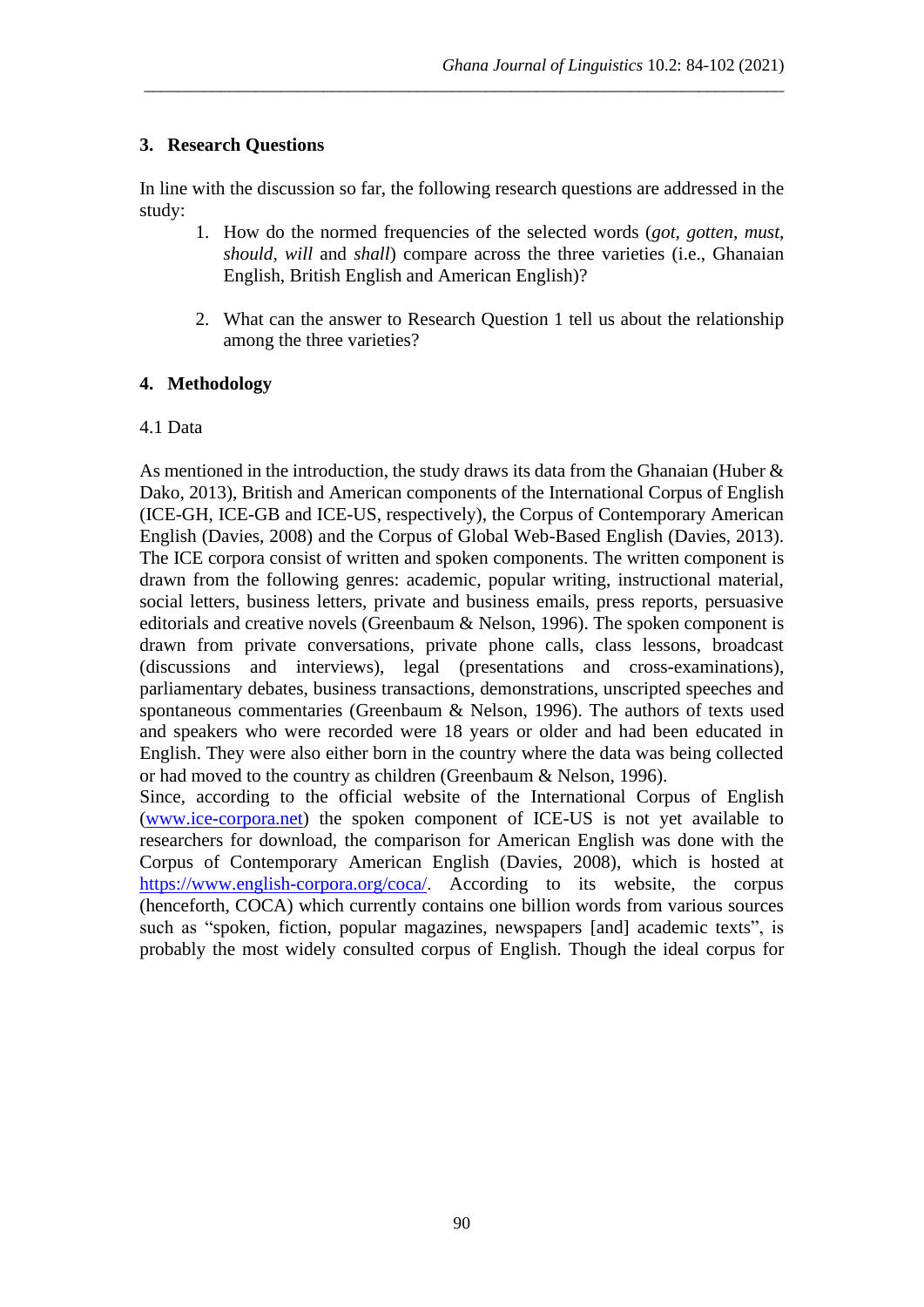## 3. Research Questions

In line with the discussion so far, the following research questions are addressed in the study:

1. How do the normed frequencies of the selected words (*got, gotten, must, should, will* and *shall*) compare across the three varieties (i.e., Ghanaian English, British English and American English)?

2. What can the answer to Research Question 1 tell us about the relationship among the three varieties?

## 4. Methodology

### 4.1 Data

As mentioned in the introduction, the study draws its data from the Ghanaian (Huber & Dako, 2013), British and American components of the International Corpus of English (ICE-GH, ICE-GB and ICE-US, respectively), the Corpus of Contemporary American English (Davies, 2008) and the Corpus of Global Web-Based English (Davies, 2013). The ICE corpora consist of written and spoken components. The written component is drawn from the following genres: academic, popular writing, instructional material, social letters, business letters, private and business emails, press reports, persuasive editorials and creative novels (Greenbaum & Nelson, 1996). The spoken component is drawn from private conversations, private phone calls, class lessons, broadcast (discussions and interviews), legal (presentations and cross-examinations), parliamentary debates, business transactions, demonstrations, unscripted speeches and spontaneous commentaries (Greenbaum & Nelson, 1996). The authors of texts used and speakers who were recorded were 18 years or older and had been educated in English. They were also either born in the country where the data was being collected or had moved to the country as children (Greenbaum & Nelson, 1996).

Since, according to the official website of the International Corpus of English (www.ice-corpora.net) the spoken component of ICE-US is not yet available to researchers for download, the comparison for American English was done with the Corpus of Contemporary American English (Davies, 2008), which is hosted at https://www.english-corpora.org/coca/. According to its website, the corpus (henceforth, COCA) which currently contains one billion words from various sources such as "spoken, fiction, popular magazines, newspapers [and] academic texts", is probably the most widely consulted corpus of English. Though the ideal corpus for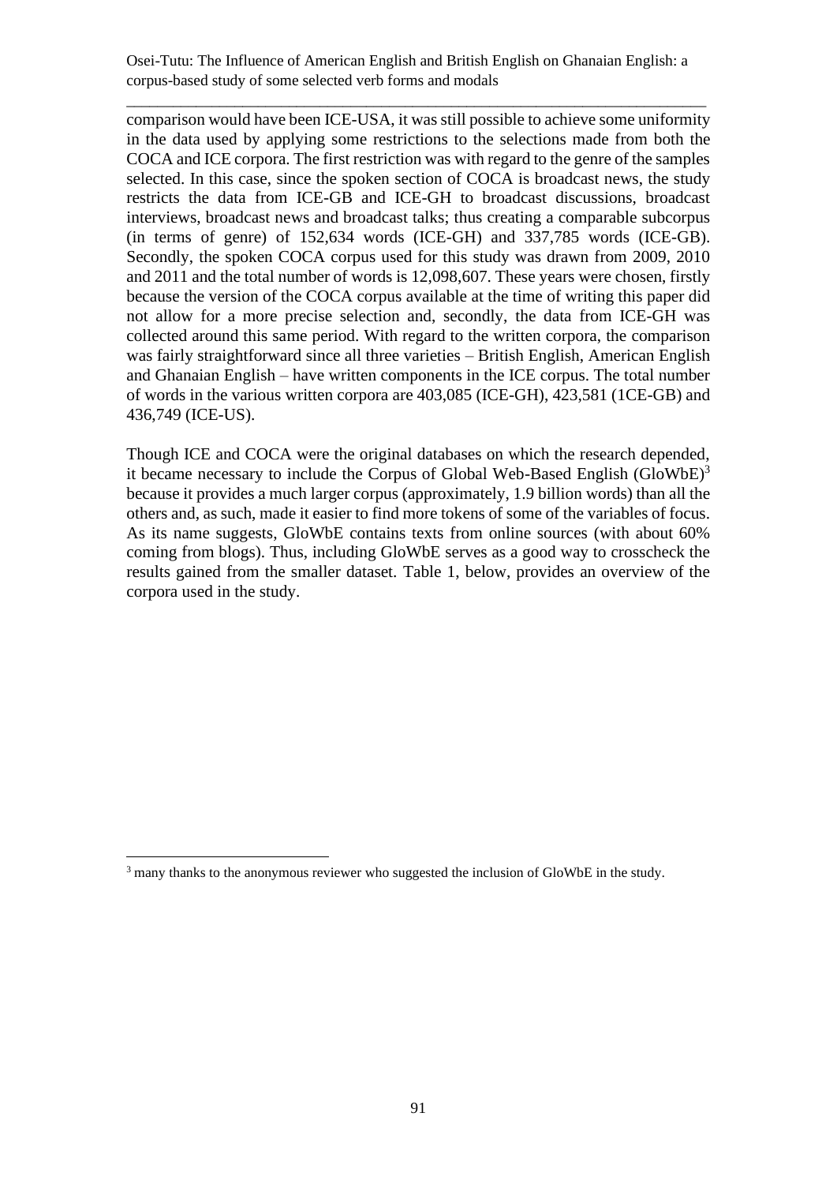comparison would have been ICE-USA, it was still possible to achieve some uniformity in the data used by applying some restrictions to the selections made from both the COCA and ICE corpora. The first restriction was with regard to the genre of the samples selected. In this case, since the spoken section of COCA is broadcast news, the study restricts the data from ICE-GB and ICE-GH to broadcast discussions, broadcast interviews, broadcast news and broadcast talks; thus creating a comparable subcorpus (in terms of genre) of 152,634 words (ICE-GH) and 337,785 words (ICE-GB). Secondly, the spoken COCA corpus used for this study was drawn from 2009, 2010 and 2011 and the total number of words is 12,098,607. These years were chosen, firstly because the version of the COCA corpus available at the time of writing this paper did not allow for a more precise selection and, secondly, the data from ICE-GH was collected around this same period. With regard to the written corpora, the comparison was fairly straightforward since all three varieties – British English, American English and Ghanaian English – have written components in the ICE corpus. The total number of words in the various written corpora are 403,085 (ICE-GH), 423,581 (1CE-GB) and 436,749 (ICE-US).

Though ICE and COCA were the original databases on which the research depended, it became necessary to include the Corpus of Global Web-Based English (GloWbE)[3] because it provides a much larger corpus (approximately, 1.9 billion words) than all the others and, as such, made it easier to find more tokens of some of the variables of focus. As its name suggests, GloWbE contains texts from online sources (with about 60% coming from blogs). Thus, including GloWbE serves as a good way to crosscheck the results gained from the smaller dataset. Table 1, below, provides an overview of the corpora used in the study.

---

[3] many thanks to the anonymous reviewer who suggested the inclusion of GloWbE in the study.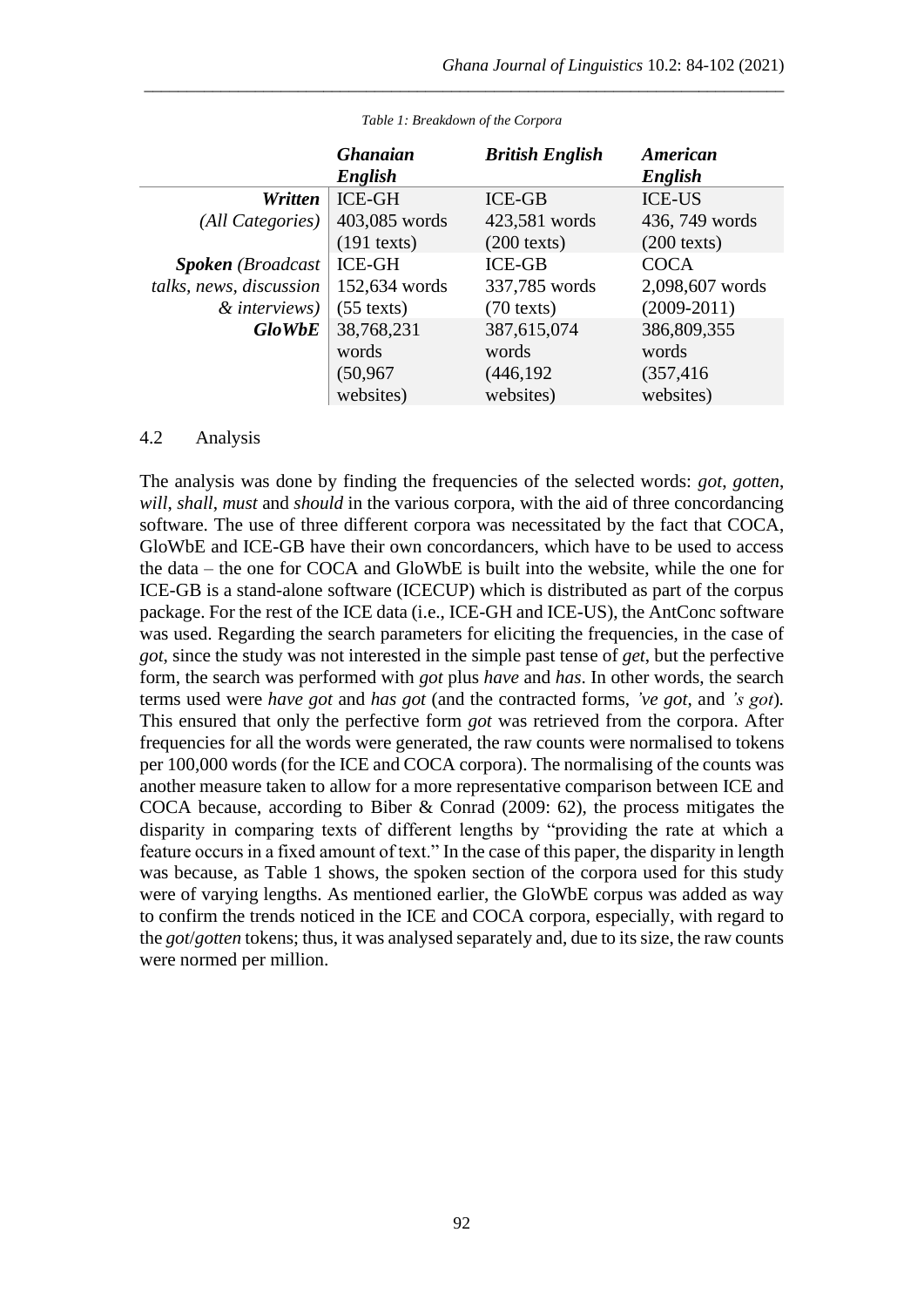*Table 1: Breakdown of the Corpora*

| | ***Ghanaian English*** | ***British English*** | ***American English*** |
|---|---|---|---|
| ***Written*** *(All Categories)* | ICE-GH 403,085 words (191 texts) | ICE-GB 423,581 words (200 texts) | ICE-US 436, 749 words (200 texts) |
| ***Spoken*** *(Broadcast talks, news, discussion & interviews)* | ICE-GH 152,634 words (55 texts) | ICE-GB 337,785 words (70 texts) | COCA 2,098,607 words (2009-2011) |
| ***GloWbE*** | 38,768,231 words (50,967 websites) | 387,615,074 words (446,192 websites) | 386,809,355 words (357,416 websites) |

4.2 Analysis

The analysis was done by finding the frequencies of the selected words: *got*, *gotten*, *will*, *shall*, *must* and *should* in the various corpora, with the aid of three concordancing software. The use of three different corpora was necessitated by the fact that COCA, GloWbE and ICE-GB have their own concordancers, which have to be used to access the data – the one for COCA and GloWbE is built into the website, while the one for ICE-GB is a stand-alone software (ICECUP) which is distributed as part of the corpus package. For the rest of the ICE data (i.e., ICE-GH and ICE-US), the AntConc software was used. Regarding the search parameters for eliciting the frequencies, in the case of *got*, since the study was not interested in the simple past tense of *get*, but the perfective form, the search was performed with *got* plus *have* and *has*. In other words, the search terms used were *have got* and *has got* (and the contracted forms, *'ve got*, and *'s got*). This ensured that only the perfective form *got* was retrieved from the corpora. After frequencies for all the words were generated, the raw counts were normalised to tokens per 100,000 words (for the ICE and COCA corpora). The normalising of the counts was another measure taken to allow for a more representative comparison between ICE and COCA because, according to Biber & Conrad (2009: 62), the process mitigates the disparity in comparing texts of different lengths by "providing the rate at which a feature occurs in a fixed amount of text." In the case of this paper, the disparity in length was because, as Table 1 shows, the spoken section of the corpora used for this study were of varying lengths. As mentioned earlier, the GloWbE corpus was added as way to confirm the trends noticed in the ICE and COCA corpora, especially, with regard to the *got*/*gotten* tokens; thus, it was analysed separately and, due to its size, the raw counts were normed per million.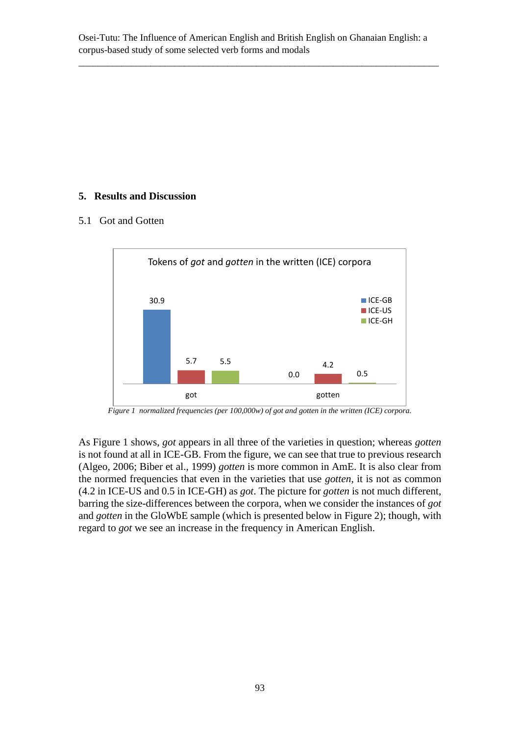## 5. Results and Discussion

### 5.1 Got and Gotten

Tokens of *got* and *gotten* in the written (ICE) corpora

| | ICE-GB | ICE-US | ICE-GH |
|---|---|---|---|
| got | 30.9 | 5.7 | 5.5 |
| gotten | 0.0 | 4.2 | 0.5 |

*Figure 1 normalized frequencies (per 100,000w) of got and gotten in the written (ICE) corpora.*

As Figure 1 shows, *got* appears in all three of the varieties in question; whereas *gotten* is not found at all in ICE-GB. From the figure, we can see that true to previous research (Algeo, 2006; Biber et al., 1999) *gotten* is more common in AmE. It is also clear from the normed frequencies that even in the varieties that use *gotten*, it is not as common (4.2 in ICE-US and 0.5 in ICE-GH) as *got*. The picture for *gotten* is not much different, barring the size-differences between the corpora, when we consider the instances of *got* and *gotten* in the GloWbE sample (which is presented below in Figure 2); though, with regard to *got* we see an increase in the frequency in American English.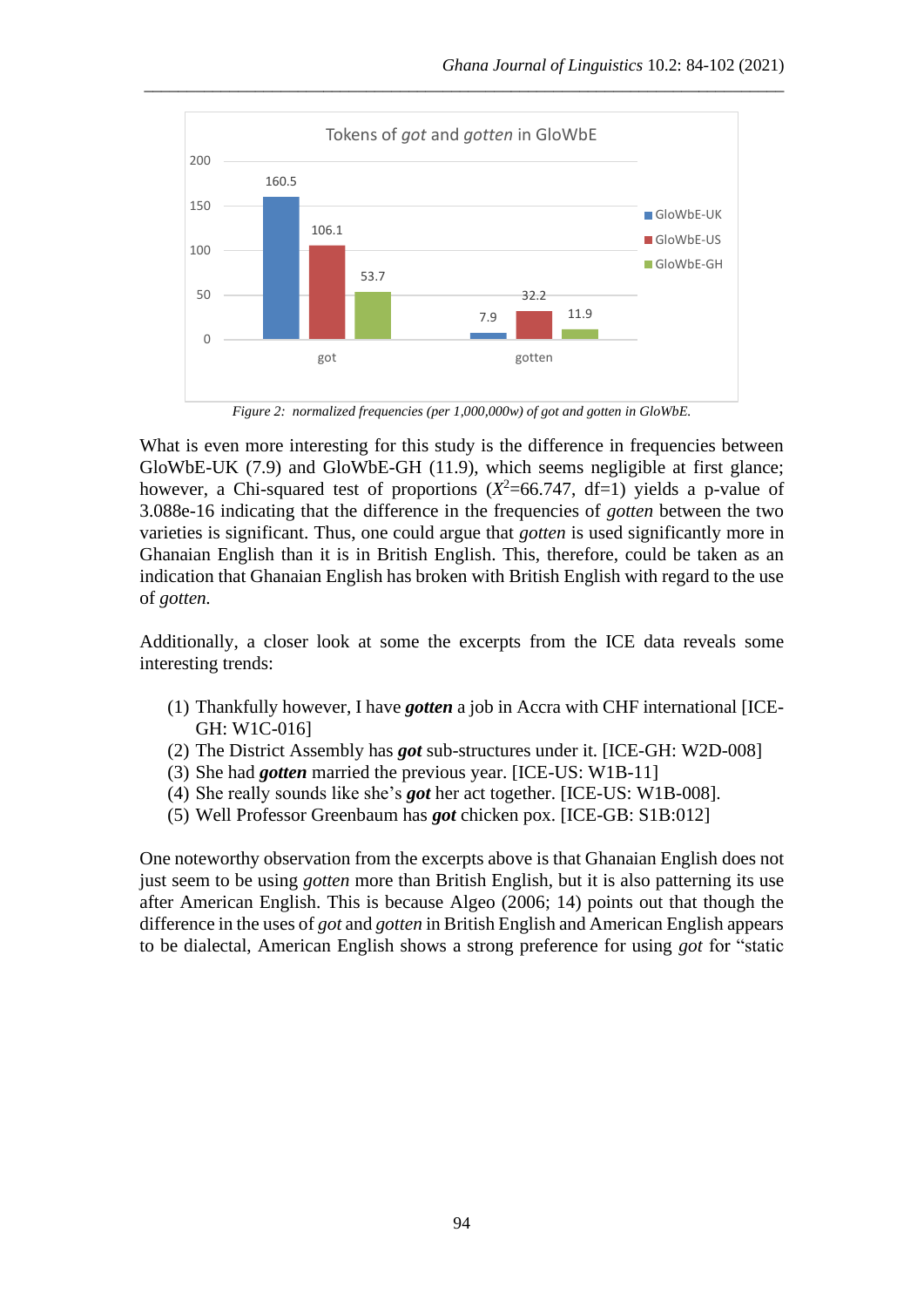Tokens of *got* and *gotten* in GloWbE

| | GloWbE-UK | GloWbE-US | GloWbE-GH |
|---|---|---|---|
| got | 160.5 | 106.1 | 53.7 |
| gotten | 7.9 | 32.2 | 11.9 |

*Figure 2: normalized frequencies (per 1,000,000w) of got and gotten in GloWbE.*

What is even more interesting for this study is the difference in frequencies between GloWbE-UK (7.9) and GloWbE-GH (11.9), which seems negligible at first glance; however, a Chi-squared test of proportions ($X^2$=66.747, df=1) yields a p-value of 3.088e-16 indicating that the difference in the frequencies of *gotten* between the two varieties is significant. Thus, one could argue that *gotten* is used significantly more in Ghanaian English than it is in British English. This, therefore, could be taken as an indication that Ghanaian English has broken with British English with regard to the use of *gotten.*

Additionally, a closer look at some the excerpts from the ICE data reveals some interesting trends:

(1) Thankfully however, I have ***gotten*** a job in Accra with CHF international [ICE-GH: W1C-016]
(2) The District Assembly has ***got*** sub-structures under it. [ICE-GH: W2D-008]
(3) She had ***gotten*** married the previous year. [ICE-US: W1B-11]
(4) She really sounds like she's ***got*** her act together. [ICE-US: W1B-008].
(5) Well Professor Greenbaum has ***got*** chicken pox. [ICE-GB: S1B:012]

One noteworthy observation from the excerpts above is that Ghanaian English does not just seem to be using *gotten* more than British English, but it is also patterning its use after American English. This is because Algeo (2006; 14) points out that though the difference in the uses of *got* and *gotten* in British English and American English appears to be dialectal, American English shows a strong preference for using *got* for "static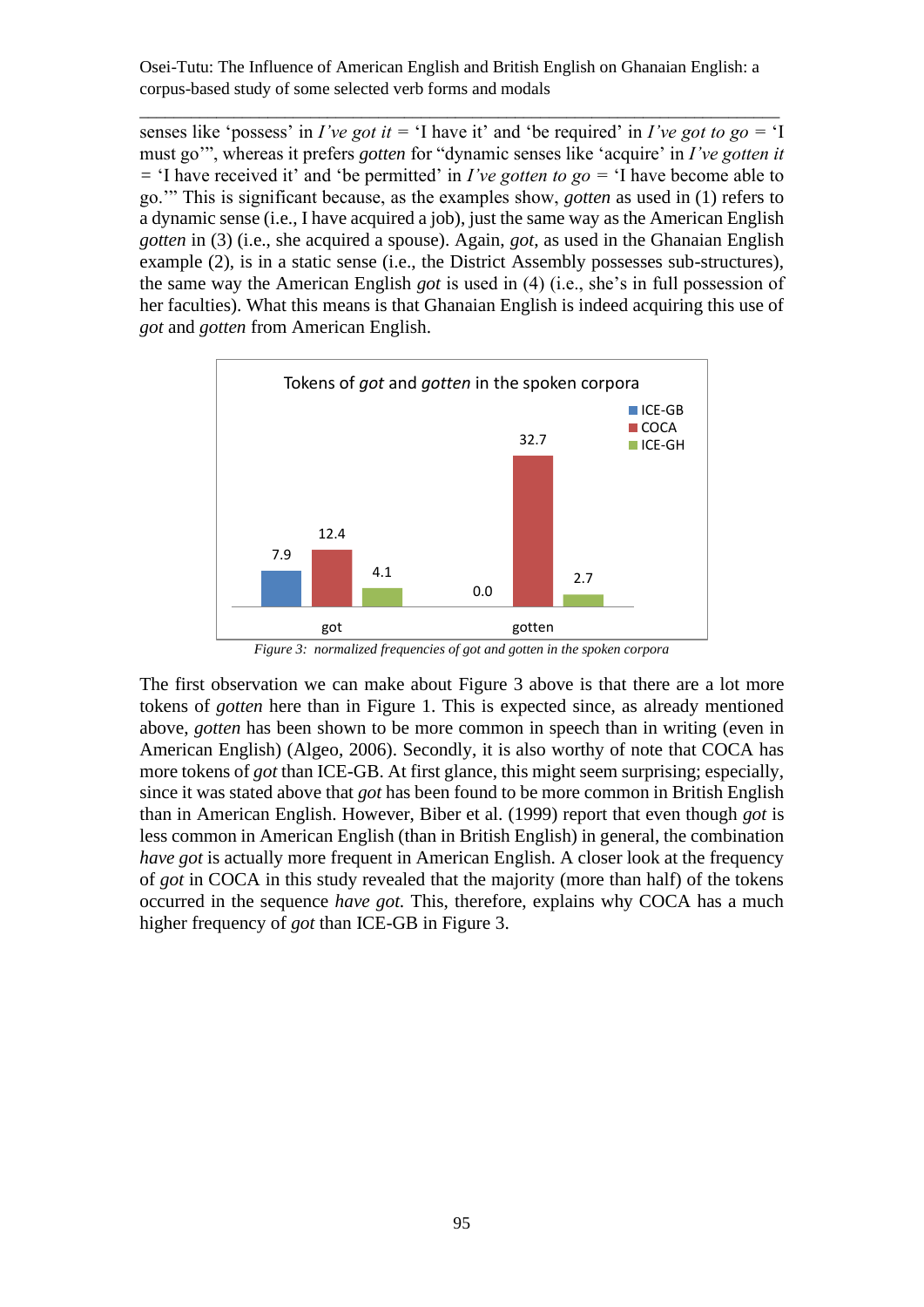senses like 'possess' in *I've got it* = 'I have it' and 'be required' in *I've got to go* = 'I must go'", whereas it prefers *gotten* for "dynamic senses like 'acquire' in *I've gotten it* = 'I have received it' and 'be permitted' in *I've gotten to go* = 'I have become able to go.'" This is significant because, as the examples show, *gotten* as used in (1) refers to a dynamic sense (i.e., I have acquired a job), just the same way as the American English *gotten* in (3) (i.e., she acquired a spouse). Again, *got*, as used in the Ghanaian English example (2), is in a static sense (i.e., the District Assembly possesses sub-structures), the same way the American English *got* is used in (4) (i.e., she's in full possession of her faculties). What this means is that Ghanaian English is indeed acquiring this use of *got* and *gotten* from American English.

Tokens of *got* and *gotten* in the spoken corpora

| | ICE-GB | COCA | ICE-GH |
|---|---|---|---|
| got | 7.9 | 12.4 | 4.1 |
| gotten | 0.0 | 32.7 | 2.7 |

*Figure 3: normalized frequencies of got and gotten in the spoken corpora*

The first observation we can make about Figure 3 above is that there are a lot more tokens of *gotten* here than in Figure 1. This is expected since, as already mentioned above, *gotten* has been shown to be more common in speech than in writing (even in American English) (Algeo, 2006). Secondly, it is also worthy of note that COCA has more tokens of *got* than ICE-GB. At first glance, this might seem surprising; especially, since it was stated above that *got* has been found to be more common in British English than in American English. However, Biber et al. (1999) report that even though *got* is less common in American English (than in British English) in general, the combination *have got* is actually more frequent in American English. A closer look at the frequency of *got* in COCA in this study revealed that the majority (more than half) of the tokens occurred in the sequence *have got.* This, therefore, explains why COCA has a much higher frequency of *got* than ICE-GB in Figure 3.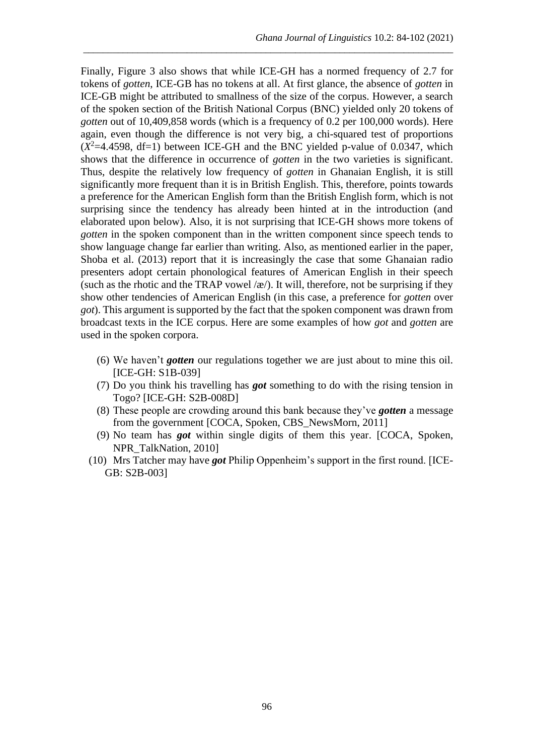Finally, Figure 3 also shows that while ICE-GH has a normed frequency of 2.7 for tokens of *gotten*, ICE-GB has no tokens at all. At first glance, the absence of *gotten* in ICE-GB might be attributed to smallness of the size of the corpus. However, a search of the spoken section of the British National Corpus (BNC) yielded only 20 tokens of *gotten* out of 10,409,858 words (which is a frequency of 0.2 per 100,000 words). Here again, even though the difference is not very big, a chi-squared test of proportions ($X^2$=4.4598, df=1) between ICE-GH and the BNC yielded p-value of 0.0347, which shows that the difference in occurrence of *gotten* in the two varieties is significant. Thus, despite the relatively low frequency of *gotten* in Ghanaian English, it is still significantly more frequent than it is in British English. This, therefore, points towards a preference for the American English form than the British English form, which is not surprising since the tendency has already been hinted at in the introduction (and elaborated upon below). Also, it is not surprising that ICE-GH shows more tokens of *gotten* in the spoken component than in the written component since speech tends to show language change far earlier than writing. Also, as mentioned earlier in the paper, Shoba et al. (2013) report that it is increasingly the case that some Ghanaian radio presenters adopt certain phonological features of American English in their speech (such as the rhotic and the TRAP vowel /æ/). It will, therefore, not be surprising if they show other tendencies of American English (in this case, a preference for *gotten* over *got*). This argument is supported by the fact that the spoken component was drawn from broadcast texts in the ICE corpus. Here are some examples of how *got* and *gotten* are used in the spoken corpora.

(6) We haven't ***gotten*** our regulations together we are just about to mine this oil. [ICE-GH: S1B-039]

(7) Do you think his travelling has ***got*** something to do with the rising tension in Togo? [ICE-GH: S2B-008D]

(8) These people are crowding around this bank because they've ***gotten*** a message from the government [COCA, Spoken, CBS_NewsMorn, 2011]

(9) No team has ***got*** within single digits of them this year. [COCA, Spoken, NPR_TalkNation, 2010]

(10) Mrs Tatcher may have ***got*** Philip Oppenheim's support in the first round. [ICE-GB: S2B-003]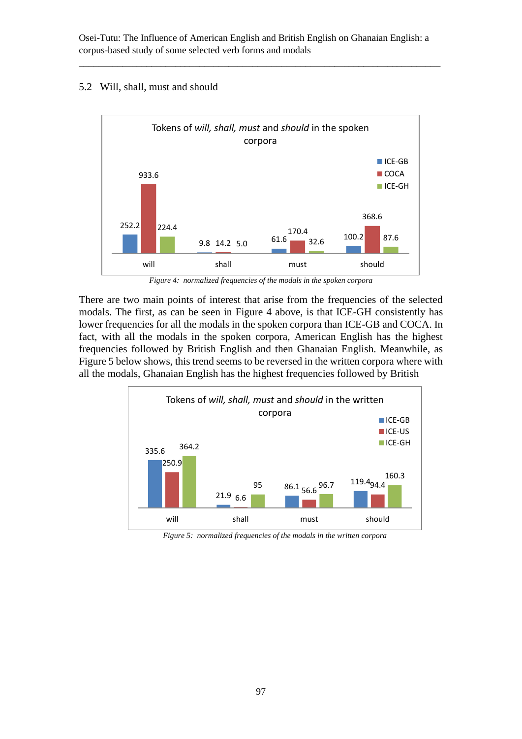## 5.2 Will, shall, must and should

Tokens of *will, shall, must* and *should* in the spoken corpora

| | will | shall | must | should |
|---|---|---|---|---|
| ICE-GB | 252.2 | 9.8 | 61.6 | 100.2 |
| COCA | 933.6 | 14.2 | 170.4 | 368.6 |
| ICE-GH | 224.4 | 5.0 | 32.6 | 87.6 |

*Figure 4: normalized frequencies of the modals in the spoken corpora*

There are two main points of interest that arise from the frequencies of the selected modals. The first, as can be seen in Figure 4 above, is that ICE-GH consistently has lower frequencies for all the modals in the spoken corpora than ICE-GB and COCA. In fact, with all the modals in the spoken corpora, American English has the highest frequencies followed by British English and then Ghanaian English. Meanwhile, as Figure 5 below shows, this trend seems to be reversed in the written corpora where with all the modals, Ghanaian English has the highest frequencies followed by British

Tokens of *will, shall, must* and *should* in the written corpora

| | will | shall | must | should |
|---|---|---|---|---|
| ICE-GB | 335.6 | 21.9 | 86.1 | 119.4 |
| ICE-US | 250.9 | 6.6 | 56.6 | 94.4 |
| ICE-GH | 364.2 | 95 | 96.7 | 160.3 |

*Figure 5: normalized frequencies of the modals in the written corpora*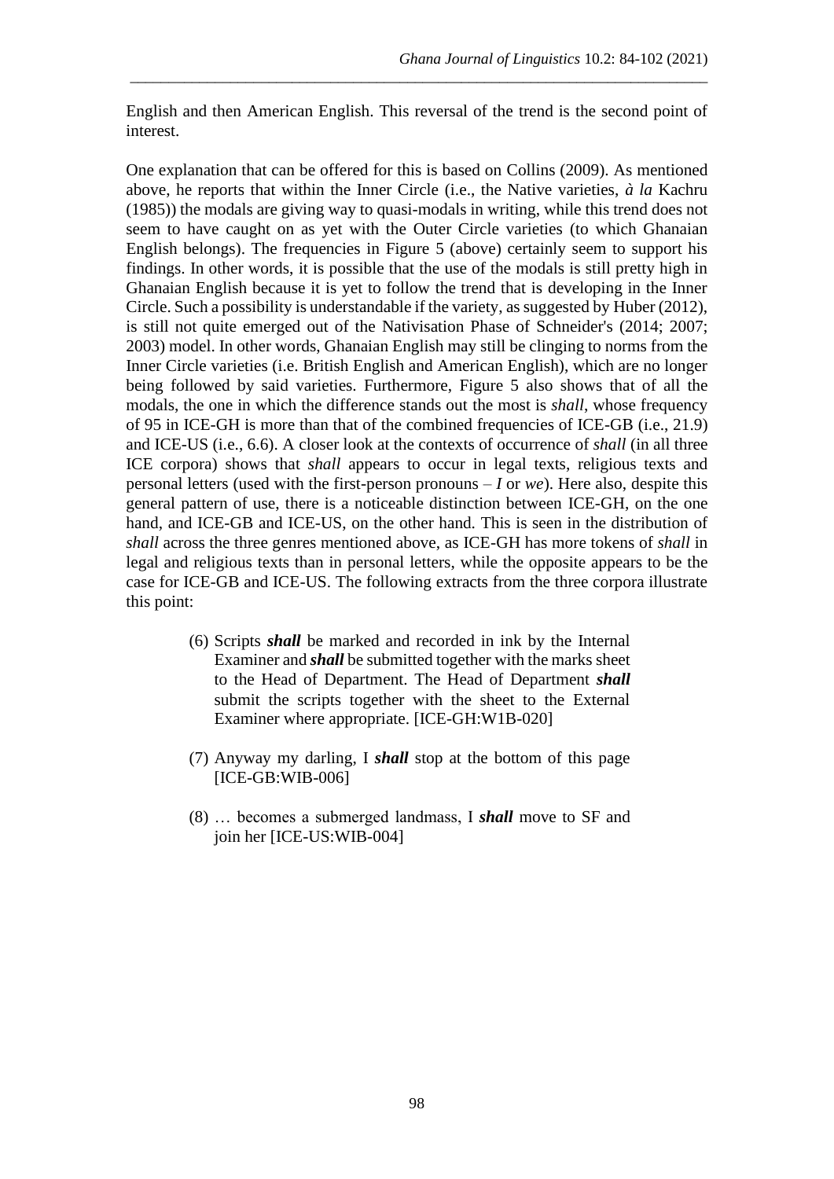English and then American English. This reversal of the trend is the second point of interest.

One explanation that can be offered for this is based on Collins (2009). As mentioned above, he reports that within the Inner Circle (i.e., the Native varieties, *à la* Kachru (1985)) the modals are giving way to quasi-modals in writing, while this trend does not seem to have caught on as yet with the Outer Circle varieties (to which Ghanaian English belongs). The frequencies in Figure 5 (above) certainly seem to support his findings. In other words, it is possible that the use of the modals is still pretty high in Ghanaian English because it is yet to follow the trend that is developing in the Inner Circle. Such a possibility is understandable if the variety, as suggested by Huber (2012), is still not quite emerged out of the Nativisation Phase of Schneider's (2014; 2007; 2003) model. In other words, Ghanaian English may still be clinging to norms from the Inner Circle varieties (i.e. British English and American English), which are no longer being followed by said varieties. Furthermore, Figure 5 also shows that of all the modals, the one in which the difference stands out the most is *shall*, whose frequency of 95 in ICE-GH is more than that of the combined frequencies of ICE-GB (i.e., 21.9) and ICE-US (i.e., 6.6). A closer look at the contexts of occurrence of *shall* (in all three ICE corpora) shows that *shall* appears to occur in legal texts, religious texts and personal letters (used with the first-person pronouns – *I* or *we*). Here also, despite this general pattern of use, there is a noticeable distinction between ICE-GH, on the one hand, and ICE-GB and ICE-US, on the other hand. This is seen in the distribution of *shall* across the three genres mentioned above, as ICE-GH has more tokens of *shall* in legal and religious texts than in personal letters, while the opposite appears to be the case for ICE-GB and ICE-US. The following extracts from the three corpora illustrate this point:

> (6) Scripts ***shall*** be marked and recorded in ink by the Internal Examiner and ***shall*** be submitted together with the marks sheet to the Head of Department. The Head of Department ***shall*** submit the scripts together with the sheet to the External Examiner where appropriate. [ICE-GH:W1B-020]
>
> (7) Anyway my darling, I ***shall*** stop at the bottom of this page [ICE-GB:WIB-006]
>
> (8) … becomes a submerged landmass, I ***shall*** move to SF and join her [ICE-US:WIB-004]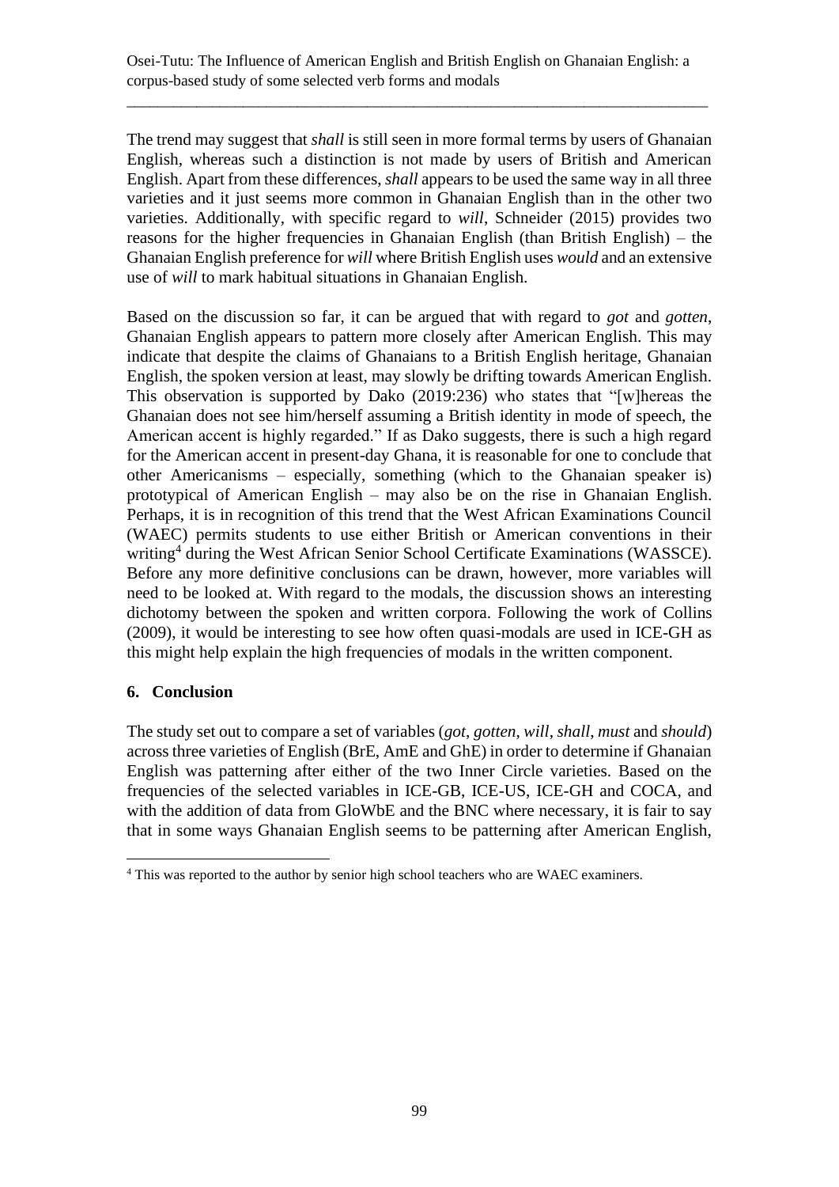The trend may suggest that *shall* is still seen in more formal terms by users of Ghanaian English, whereas such a distinction is not made by users of British and American English. Apart from these differences, *shall* appears to be used the same way in all three varieties and it just seems more common in Ghanaian English than in the other two varieties. Additionally, with specific regard to *will*, Schneider (2015) provides two reasons for the higher frequencies in Ghanaian English (than British English) – the Ghanaian English preference for *will* where British English uses *would* and an extensive use of *will* to mark habitual situations in Ghanaian English.

Based on the discussion so far, it can be argued that with regard to *got* and *gotten*, Ghanaian English appears to pattern more closely after American English. This may indicate that despite the claims of Ghanaians to a British English heritage, Ghanaian English, the spoken version at least, may slowly be drifting towards American English. This observation is supported by Dako (2019:236) who states that "[w]hereas the Ghanaian does not see him/herself assuming a British identity in mode of speech, the American accent is highly regarded." If as Dako suggests, there is such a high regard for the American accent in present-day Ghana, it is reasonable for one to conclude that other Americanisms – especially, something (which to the Ghanaian speaker is) prototypical of American English – may also be on the rise in Ghanaian English. Perhaps, it is in recognition of this trend that the West African Examinations Council (WAEC) permits students to use either British or American conventions in their writing[4] during the West African Senior School Certificate Examinations (WASSCE). Before any more definitive conclusions can be drawn, however, more variables will need to be looked at. With regard to the modals, the discussion shows an interesting dichotomy between the spoken and written corpora. Following the work of Collins (2009), it would be interesting to see how often quasi-modals are used in ICE-GH as this might help explain the high frequencies of modals in the written component.

## 6. Conclusion

The study set out to compare a set of variables (*got*, *gotten*, *will*, *shall*, *must* and *should*) across three varieties of English (BrE, AmE and GhE) in order to determine if Ghanaian English was patterning after either of the two Inner Circle varieties. Based on the frequencies of the selected variables in ICE-GB, ICE-US, ICE-GH and COCA, and with the addition of data from GloWbE and the BNC where necessary, it is fair to say that in some ways Ghanaian English seems to be patterning after American English,

[4] This was reported to the author by senior high school teachers who are WAEC examiners.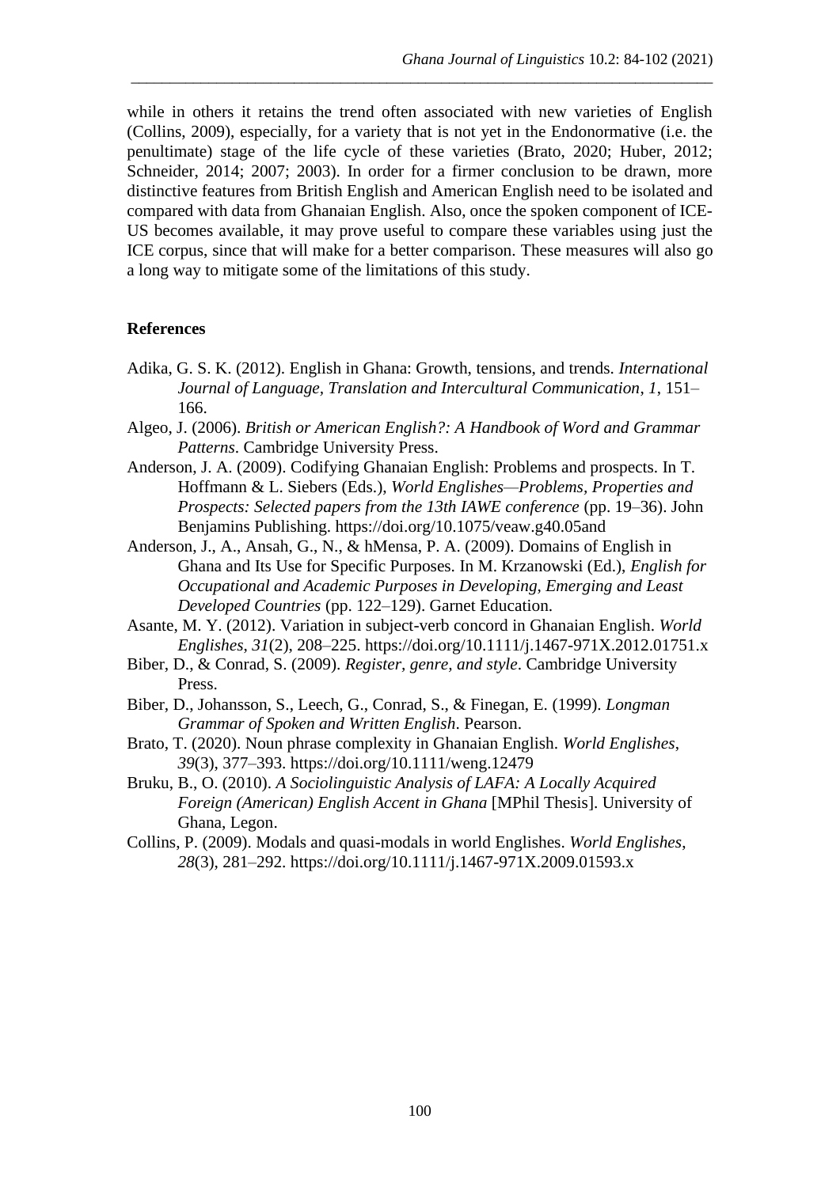while in others it retains the trend often associated with new varieties of English (Collins, 2009), especially, for a variety that is not yet in the Endonormative (i.e. the penultimate) stage of the life cycle of these varieties (Brato, 2020; Huber, 2012; Schneider, 2014; 2007; 2003). In order for a firmer conclusion to be drawn, more distinctive features from British English and American English need to be isolated and compared with data from Ghanaian English. Also, once the spoken component of ICE-US becomes available, it may prove useful to compare these variables using just the ICE corpus, since that will make for a better comparison. These measures will also go a long way to mitigate some of the limitations of this study.

## References

Adika, G. S. K. (2012). English in Ghana: Growth, tensions, and trends. *International Journal of Language, Translation and Intercultural Communication*, *1*, 151–166.

Algeo, J. (2006). *British or American English?: A Handbook of Word and Grammar Patterns*. Cambridge University Press.

Anderson, J. A. (2009). Codifying Ghanaian English: Problems and prospects. In T. Hoffmann & L. Siebers (Eds.), *World Englishes—Problems, Properties and Prospects: Selected papers from the 13th IAWE conference* (pp. 19–36). John Benjamins Publishing. https://doi.org/10.1075/veaw.g40.05and

Anderson, J., A., Ansah, G., N., & hMensa, P. A. (2009). Domains of English in Ghana and Its Use for Specific Purposes. In M. Krzanowski (Ed.), *English for Occupational and Academic Purposes in Developing, Emerging and Least Developed Countries* (pp. 122–129). Garnet Education.

Asante, M. Y. (2012). Variation in subject-verb concord in Ghanaian English. *World Englishes*, *31*(2), 208–225. https://doi.org/10.1111/j.1467-971X.2012.01751.x

Biber, D., & Conrad, S. (2009). *Register, genre, and style*. Cambridge University Press.

Biber, D., Johansson, S., Leech, G., Conrad, S., & Finegan, E. (1999). *Longman Grammar of Spoken and Written English*. Pearson.

Brato, T. (2020). Noun phrase complexity in Ghanaian English. *World Englishes*, *39*(3), 377–393. https://doi.org/10.1111/weng.12479

Bruku, B., O. (2010). *A Sociolinguistic Analysis of LAFA: A Locally Acquired Foreign (American) English Accent in Ghana* [MPhil Thesis]. University of Ghana, Legon.

Collins, P. (2009). Modals and quasi-modals in world Englishes. *World Englishes*, *28*(3), 281–292. https://doi.org/10.1111/j.1467-971X.2009.01593.x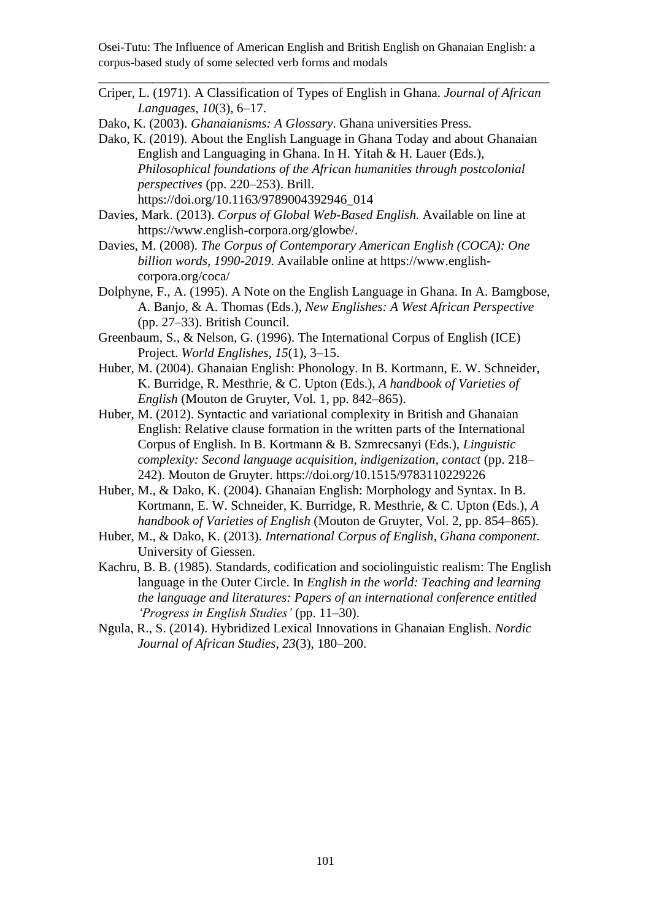Criper, L. (1971). A Classification of Types of English in Ghana. *Journal of African Languages*, *10*(3), 6–17.

Dako, K. (2003). *Ghanaianisms: A Glossary*. Ghana universities Press.

Dako, K. (2019). About the English Language in Ghana Today and about Ghanaian English and Languaging in Ghana. In H. Yitah & H. Lauer (Eds.), *Philosophical foundations of the African humanities through postcolonial perspectives* (pp. 220–253). Brill. https://doi.org/10.1163/9789004392946_014

Davies, Mark. (2013). *Corpus of Global Web-Based English.* Available on line at https://www.english-corpora.org/glowbe/.

Davies, M. (2008). *The Corpus of Contemporary American English (COCA): One billion words, 1990-2019*. Available online at https://www.english-corpora.org/coca/

Dolphyne, F., A. (1995). A Note on the English Language in Ghana. In A. Bamgbose, A. Banjo, & A. Thomas (Eds.), *New Englishes: A West African Perspective* (pp. 27–33). British Council.

Greenbaum, S., & Nelson, G. (1996). The International Corpus of English (ICE) Project. *World Englishes*, *15*(1), 3–15.

Huber, M. (2004). Ghanaian English: Phonology. In B. Kortmann, E. W. Schneider, K. Burridge, R. Mesthrie, & C. Upton (Eds.), *A handbook of Varieties of English* (Mouton de Gruyter, Vol. 1, pp. 842–865).

Huber, M. (2012). Syntactic and variational complexity in British and Ghanaian English: Relative clause formation in the written parts of the International Corpus of English. In B. Kortmann & B. Szmrecsanyi (Eds.), *Linguistic complexity: Second language acquisition, indigenization, contact* (pp. 218–242). Mouton de Gruyter. https://doi.org/10.1515/9783110229226

Huber, M., & Dako, K. (2004). Ghanaian English: Morphology and Syntax. In B. Kortmann, E. W. Schneider, K. Burridge, R. Mesthrie, & C. Upton (Eds.), *A handbook of Varieties of English* (Mouton de Gruyter, Vol. 2, pp. 854–865).

Huber, M., & Dako, K. (2013). *International Corpus of English, Ghana component*. University of Giessen.

Kachru, B. B. (1985). Standards, codification and sociolinguistic realism: The English language in the Outer Circle. In *English in the world: Teaching and learning the language and literatures: Papers of an international conference entitled 'Progress in English Studies'* (pp. 11–30).

Ngula, R., S. (2014). Hybridized Lexical Innovations in Ghanaian English. *Nordic Journal of African Studies*, *23*(3), 180–200.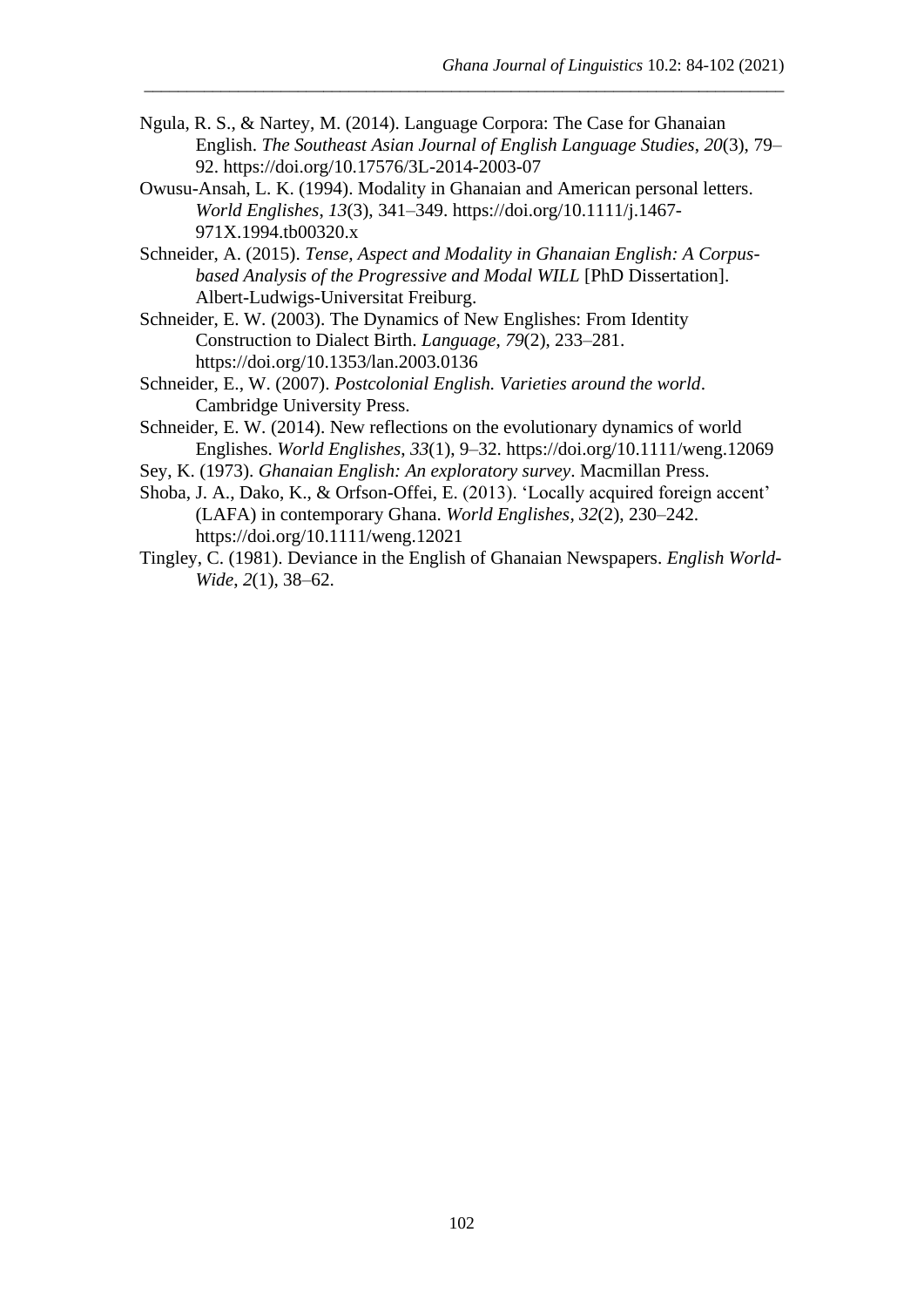Ngula, R. S., & Nartey, M. (2014). Language Corpora: The Case for Ghanaian English. *The Southeast Asian Journal of English Language Studies*, *20*(3), 79–92. https://doi.org/10.17576/3L-2014-2003-07

Owusu-Ansah, L. K. (1994). Modality in Ghanaian and American personal letters. *World Englishes*, *13*(3), 341–349. https://doi.org/10.1111/j.1467-971X.1994.tb00320.x

Schneider, A. (2015). *Tense, Aspect and Modality in Ghanaian English: A Corpus-based Analysis of the Progressive and Modal WILL* [PhD Dissertation]. Albert-Ludwigs-Universitat Freiburg.

Schneider, E. W. (2003). The Dynamics of New Englishes: From Identity Construction to Dialect Birth. *Language*, *79*(2), 233–281. https://doi.org/10.1353/lan.2003.0136

Schneider, E., W. (2007). *Postcolonial English. Varieties around the world*. Cambridge University Press.

Schneider, E. W. (2014). New reflections on the evolutionary dynamics of world Englishes. *World Englishes*, *33*(1), 9–32. https://doi.org/10.1111/weng.12069

Sey, K. (1973). *Ghanaian English: An exploratory survey*. Macmillan Press.

Shoba, J. A., Dako, K., & Orfson-Offei, E. (2013). 'Locally acquired foreign accent' (LAFA) in contemporary Ghana. *World Englishes*, *32*(2), 230–242. https://doi.org/10.1111/weng.12021

Tingley, C. (1981). Deviance in the English of Ghanaian Newspapers. *English World-Wide*, *2*(1), 38–62.